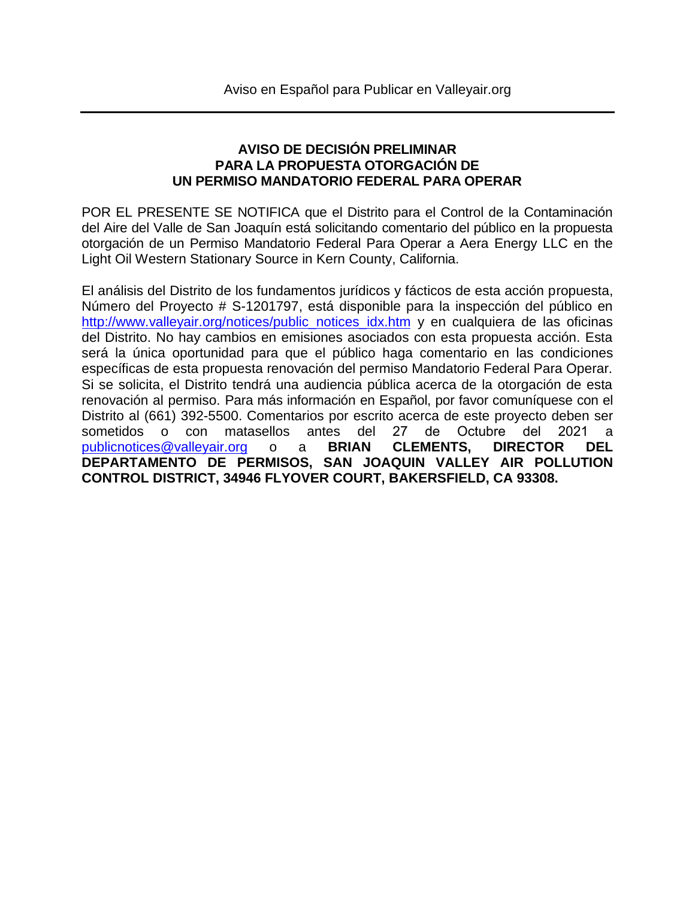Aviso en Español para Publicar en Valleyair.org

---

**AVISO DE DECISIÓN PRELIMINAR**
**PARA LA PROPUESTA OTORGACIÓN DE**
**UN PERMISO MANDATORIO FEDERAL PARA OPERAR**

POR EL PRESENTE SE NOTIFICA que el Distrito para el Control de la Contaminación del Aire del Valle de San Joaquín está solicitando comentario del público en la propuesta otorgación de un Permiso Mandatorio Federal Para Operar a Aera Energy LLC en the Light Oil Western Stationary Source in Kern County, California.

El análisis del Distrito de los fundamentos jurídicos y fácticos de esta acción propuesta, Número del Proyecto # S-1201797, está disponible para la inspección del público en http://www.valleyair.org/notices/public_notices_idx.htm y en cualquiera de las oficinas del Distrito. No hay cambios en emisiones asociados con esta propuesta acción. Esta será la única oportunidad para que el público haga comentario en las condiciones específicas de esta propuesta renovación del permiso Mandatorio Federal Para Operar. Si se solicita, el Distrito tendrá una audiencia pública acerca de la otorgación de esta renovación al permiso. Para más información en Español, por favor comuníquese con el Distrito al (661) 392-5500. Comentarios por escrito acerca de este proyecto deben ser sometidos o con matasellos antes del 27 de Octubre del 2021 a publicnotices@valleyair.org o a **BRIAN CLEMENTS, DIRECTOR DEL DEPARTAMENTO DE PERMISOS, SAN JOAQUIN VALLEY AIR POLLUTION CONTROL DISTRICT, 34946 FLYOVER COURT, BAKERSFIELD, CA 93308.**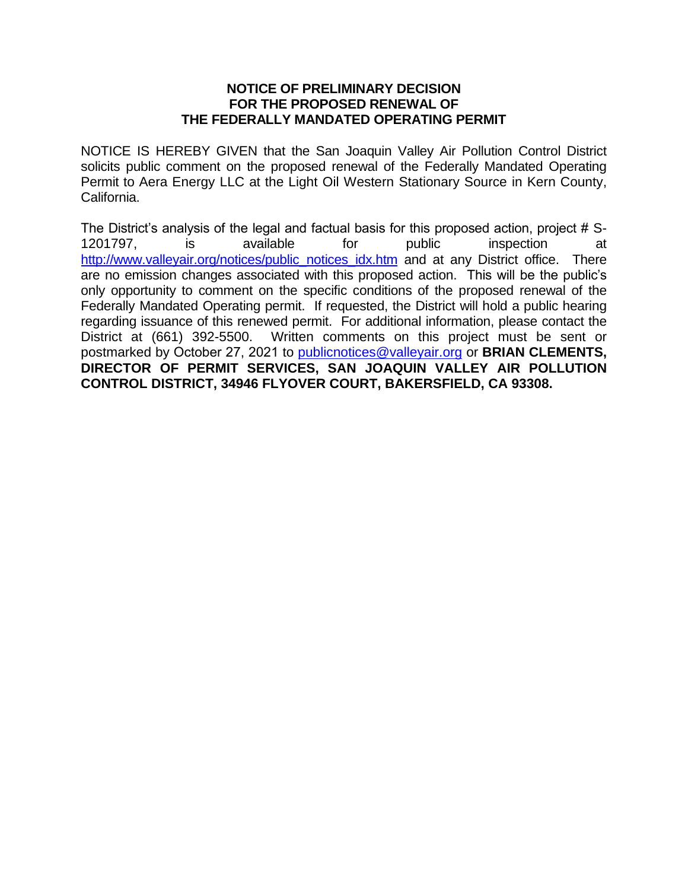**NOTICE OF PRELIMINARY DECISION**
**FOR THE PROPOSED RENEWAL OF**
**THE FEDERALLY MANDATED OPERATING PERMIT**

NOTICE IS HEREBY GIVEN that the San Joaquin Valley Air Pollution Control District solicits public comment on the proposed renewal of the Federally Mandated Operating Permit to Aera Energy LLC at the Light Oil Western Stationary Source in Kern County, California.

The District's analysis of the legal and factual basis for this proposed action, project # S-1201797, is available for public inspection at http://www.valleyair.org/notices/public_notices_idx.htm and at any District office. There are no emission changes associated with this proposed action. This will be the public's only opportunity to comment on the specific conditions of the proposed renewal of the Federally Mandated Operating permit. If requested, the District will hold a public hearing regarding issuance of this renewed permit. For additional information, please contact the District at (661) 392-5500. Written comments on this project must be sent or postmarked by October 27, 2021 to publicnotices@valleyair.org or **BRIAN CLEMENTS, DIRECTOR OF PERMIT SERVICES, SAN JOAQUIN VALLEY AIR POLLUTION CONTROL DISTRICT, 34946 FLYOVER COURT, BAKERSFIELD, CA 93308.**